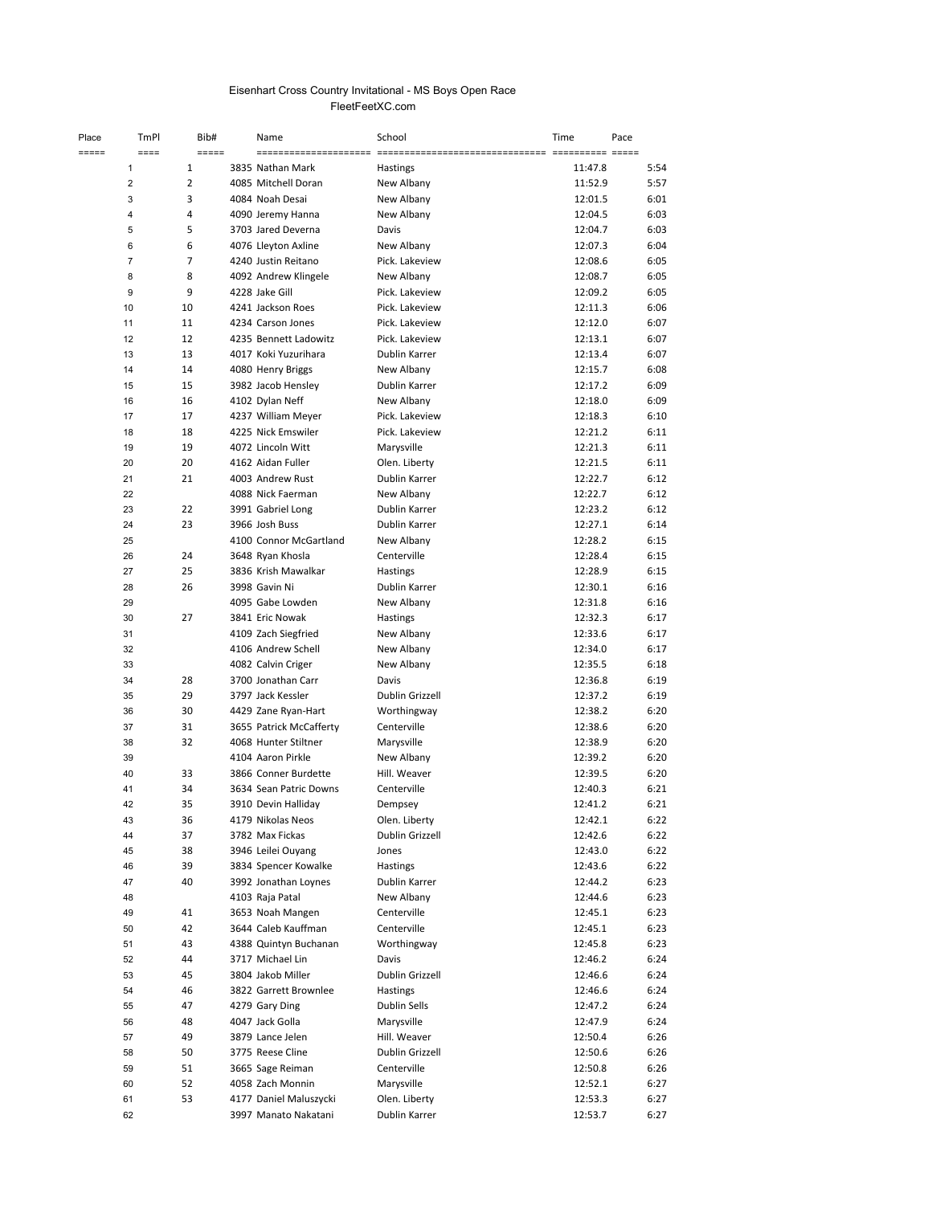# Eisenhart Cross Country Invitational - MS Boys Open Race

FleetFeetXC.com

| Place | TmPl | Bib# | Name | School | Time | Pace |
|---|---|---|---|---|---|---|
| 1 | 1 | 3835 | Nathan Mark | Hastings | 11:47.8 | 5:54 |
| 2 | 2 | 4085 | Mitchell Doran | New Albany | 11:52.9 | 5:57 |
| 3 | 3 | 4084 | Noah Desai | New Albany | 12:01.5 | 6:01 |
| 4 | 4 | 4090 | Jeremy Hanna | New Albany | 12:04.5 | 6:03 |
| 5 | 5 | 3703 | Jared Deverna | Davis | 12:04.7 | 6:03 |
| 6 | 6 | 4076 | Lleyton Axline | New Albany | 12:07.3 | 6:04 |
| 7 | 7 | 4240 | Justin Reitano | Pick. Lakeview | 12:08.6 | 6:05 |
| 8 | 8 | 4092 | Andrew Klingele | New Albany | 12:08.7 | 6:05 |
| 9 | 9 | 4228 | Jake Gill | Pick. Lakeview | 12:09.2 | 6:05 |
| 10 | 10 | 4241 | Jackson Roes | Pick. Lakeview | 12:11.3 | 6:06 |
| 11 | 11 | 4234 | Carson Jones | Pick. Lakeview | 12:12.0 | 6:07 |
| 12 | 12 | 4235 | Bennett Ladowitz | Pick. Lakeview | 12:13.1 | 6:07 |
| 13 | 13 | 4017 | Koki Yuzurihara | Dublin Karrer | 12:13.4 | 6:07 |
| 14 | 14 | 4080 | Henry Briggs | New Albany | 12:15.7 | 6:08 |
| 15 | 15 | 3982 | Jacob Hensley | Dublin Karrer | 12:17.2 | 6:09 |
| 16 | 16 | 4102 | Dylan Neff | New Albany | 12:18.0 | 6:09 |
| 17 | 17 | 4237 | William Meyer | Pick. Lakeview | 12:18.3 | 6:10 |
| 18 | 18 | 4225 | Nick Emswiler | Pick. Lakeview | 12:21.2 | 6:11 |
| 19 | 19 | 4072 | Lincoln Witt | Marysville | 12:21.3 | 6:11 |
| 20 | 20 | 4162 | Aidan Fuller | Olen. Liberty | 12:21.5 | 6:11 |
| 21 | 21 | 4003 | Andrew Rust | Dublin Karrer | 12:22.7 | 6:12 |
| 22 | | 4088 | Nick Faerman | New Albany | 12:22.7 | 6:12 |
| 23 | 22 | 3991 | Gabriel Long | Dublin Karrer | 12:23.2 | 6:12 |
| 24 | 23 | 3966 | Josh Buss | Dublin Karrer | 12:27.1 | 6:14 |
| 25 | | 4100 | Connor McGartland | New Albany | 12:28.2 | 6:15 |
| 26 | 24 | 3648 | Ryan Khosla | Centerville | 12:28.4 | 6:15 |
| 27 | 25 | 3836 | Krish Mawalkar | Hastings | 12:28.9 | 6:15 |
| 28 | 26 | 3998 | Gavin Ni | Dublin Karrer | 12:30.1 | 6:16 |
| 29 | | 4095 | Gabe Lowden | New Albany | 12:31.8 | 6:16 |
| 30 | 27 | 3841 | Eric Nowak | Hastings | 12:32.3 | 6:17 |
| 31 | | 4109 | Zach Siegfried | New Albany | 12:33.6 | 6:17 |
| 32 | | 4106 | Andrew Schell | New Albany | 12:34.0 | 6:17 |
| 33 | | 4082 | Calvin Criger | New Albany | 12:35.5 | 6:18 |
| 34 | 28 | 3700 | Jonathan Carr | Davis | 12:36.8 | 6:19 |
| 35 | 29 | 3797 | Jack Kessler | Dublin Grizzell | 12:37.2 | 6:19 |
| 36 | 30 | 4429 | Zane Ryan-Hart | Worthingway | 12:38.2 | 6:20 |
| 37 | 31 | 3655 | Patrick McCafferty | Centerville | 12:38.6 | 6:20 |
| 38 | 32 | 4068 | Hunter Stiltner | Marysville | 12:38.9 | 6:20 |
| 39 | | 4104 | Aaron Pirkle | New Albany | 12:39.2 | 6:20 |
| 40 | 33 | 3866 | Conner Burdette | Hill. Weaver | 12:39.5 | 6:20 |
| 41 | 34 | 3634 | Sean Patric Downs | Centerville | 12:40.3 | 6:21 |
| 42 | 35 | 3910 | Devin Halliday | Dempsey | 12:41.2 | 6:21 |
| 43 | 36 | 4179 | Nikolas Neos | Olen. Liberty | 12:42.1 | 6:22 |
| 44 | 37 | 3782 | Max Fickas | Dublin Grizzell | 12:42.6 | 6:22 |
| 45 | 38 | 3946 | Leilei Ouyang | Jones | 12:43.0 | 6:22 |
| 46 | 39 | 3834 | Spencer Kowalke | Hastings | 12:43.6 | 6:22 |
| 47 | 40 | 3992 | Jonathan Loynes | Dublin Karrer | 12:44.2 | 6:23 |
| 48 | | 4103 | Raja Patal | New Albany | 12:44.6 | 6:23 |
| 49 | 41 | 3653 | Noah Mangen | Centerville | 12:45.1 | 6:23 |
| 50 | 42 | 3644 | Caleb Kauffman | Centerville | 12:45.1 | 6:23 |
| 51 | 43 | 4388 | Quintyn Buchanan | Worthingway | 12:45.8 | 6:23 |
| 52 | 44 | 3717 | Michael Lin | Davis | 12:46.2 | 6:24 |
| 53 | 45 | 3804 | Jakob Miller | Dublin Grizzell | 12:46.6 | 6:24 |
| 54 | 46 | 3822 | Garrett Brownlee | Hastings | 12:46.6 | 6:24 |
| 55 | 47 | 4279 | Gary Ding | Dublin Sells | 12:47.2 | 6:24 |
| 56 | 48 | 4047 | Jack Golla | Marysville | 12:47.9 | 6:24 |
| 57 | 49 | 3879 | Lance Jelen | Hill. Weaver | 12:50.4 | 6:26 |
| 58 | 50 | 3775 | Reese Cline | Dublin Grizzell | 12:50.6 | 6:26 |
| 59 | 51 | 3665 | Sage Reiman | Centerville | 12:50.8 | 6:26 |
| 60 | 52 | 4058 | Zach Monnin | Marysville | 12:52.1 | 6:27 |
| 61 | 53 | 4177 | Daniel Maluszycki | Olen. Liberty | 12:53.3 | 6:27 |
| 62 | | 3997 | Manato Nakatani | Dublin Karrer | 12:53.7 | 6:27 |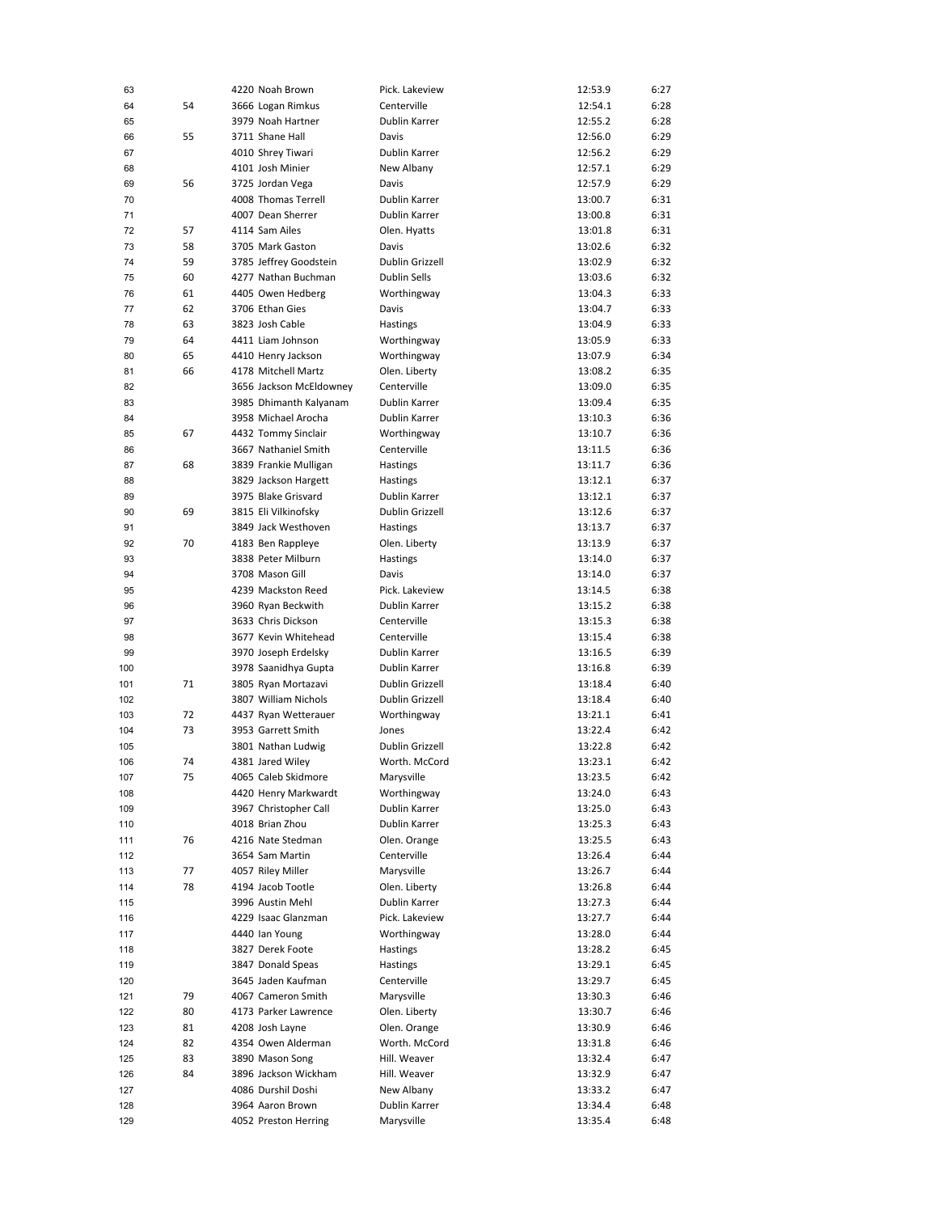| | | | | | |
|---|---|---|---|---|---|
| 63 | | 4220 Noah Brown | Pick. Lakeview | 12:53.9 | 6:27 |
| 64 | 54 | 3666 Logan Rimkus | Centerville | 12:54.1 | 6:28 |
| 65 | | 3979 Noah Hartner | Dublin Karrer | 12:55.2 | 6:28 |
| 66 | 55 | 3711 Shane Hall | Davis | 12:56.0 | 6:29 |
| 67 | | 4010 Shrey Tiwari | Dublin Karrer | 12:56.2 | 6:29 |
| 68 | | 4101 Josh Minier | New Albany | 12:57.1 | 6:29 |
| 69 | 56 | 3725 Jordan Vega | Davis | 12:57.9 | 6:29 |
| 70 | | 4008 Thomas Terrell | Dublin Karrer | 13:00.7 | 6:31 |
| 71 | | 4007 Dean Sherrer | Dublin Karrer | 13:00.8 | 6:31 |
| 72 | 57 | 4114 Sam Ailes | Olen. Hyatts | 13:01.8 | 6:31 |
| 73 | 58 | 3705 Mark Gaston | Davis | 13:02.6 | 6:32 |
| 74 | 59 | 3785 Jeffrey Goodstein | Dublin Grizzell | 13:02.9 | 6:32 |
| 75 | 60 | 4277 Nathan Buchman | Dublin Sells | 13:03.6 | 6:32 |
| 76 | 61 | 4405 Owen Hedberg | Worthingway | 13:04.3 | 6:33 |
| 77 | 62 | 3706 Ethan Gies | Davis | 13:04.7 | 6:33 |
| 78 | 63 | 3823 Josh Cable | Hastings | 13:04.9 | 6:33 |
| 79 | 64 | 4411 Liam Johnson | Worthingway | 13:05.9 | 6:33 |
| 80 | 65 | 4410 Henry Jackson | Worthingway | 13:07.9 | 6:34 |
| 81 | 66 | 4178 Mitchell Martz | Olen. Liberty | 13:08.2 | 6:35 |
| 82 | | 3656 Jackson McEldowney | Centerville | 13:09.0 | 6:35 |
| 83 | | 3985 Dhimanth Kalyanam | Dublin Karrer | 13:09.4 | 6:35 |
| 84 | | 3958 Michael Arocha | Dublin Karrer | 13:10.3 | 6:36 |
| 85 | 67 | 4432 Tommy Sinclair | Worthingway | 13:10.7 | 6:36 |
| 86 | | 3667 Nathaniel Smith | Centerville | 13:11.5 | 6:36 |
| 87 | 68 | 3839 Frankie Mulligan | Hastings | 13:11.7 | 6:36 |
| 88 | | 3829 Jackson Hargett | Hastings | 13:12.1 | 6:37 |
| 89 | | 3975 Blake Grisvard | Dublin Karrer | 13:12.1 | 6:37 |
| 90 | 69 | 3815 Eli Vilkinofsky | Dublin Grizzell | 13:12.6 | 6:37 |
| 91 | | 3849 Jack Westhoven | Hastings | 13:13.7 | 6:37 |
| 92 | 70 | 4183 Ben Rappleye | Olen. Liberty | 13:13.9 | 6:37 |
| 93 | | 3838 Peter Milburn | Hastings | 13:14.0 | 6:37 |
| 94 | | 3708 Mason Gill | Davis | 13:14.0 | 6:37 |
| 95 | | 4239 Mackston Reed | Pick. Lakeview | 13:14.5 | 6:38 |
| 96 | | 3960 Ryan Beckwith | Dublin Karrer | 13:15.2 | 6:38 |
| 97 | | 3633 Chris Dickson | Centerville | 13:15.3 | 6:38 |
| 98 | | 3677 Kevin Whitehead | Centerville | 13:15.4 | 6:38 |
| 99 | | 3970 Joseph Erdelsky | Dublin Karrer | 13:16.5 | 6:39 |
| 100 | | 3978 Saanidhya Gupta | Dublin Karrer | 13:16.8 | 6:39 |
| 101 | 71 | 3805 Ryan Mortazavi | Dublin Grizzell | 13:18.4 | 6:40 |
| 102 | | 3807 William Nichols | Dublin Grizzell | 13:18.4 | 6:40 |
| 103 | 72 | 4437 Ryan Wetterauer | Worthingway | 13:21.1 | 6:41 |
| 104 | 73 | 3953 Garrett Smith | Jones | 13:22.4 | 6:42 |
| 105 | | 3801 Nathan Ludwig | Dublin Grizzell | 13:22.8 | 6:42 |
| 106 | 74 | 4381 Jared Wiley | Worth. McCord | 13:23.1 | 6:42 |
| 107 | 75 | 4065 Caleb Skidmore | Marysville | 13:23.5 | 6:42 |
| 108 | | 4420 Henry Markwardt | Worthingway | 13:24.0 | 6:43 |
| 109 | | 3967 Christopher Call | Dublin Karrer | 13:25.0 | 6:43 |
| 110 | | 4018 Brian Zhou | Dublin Karrer | 13:25.3 | 6:43 |
| 111 | 76 | 4216 Nate Stedman | Olen. Orange | 13:25.5 | 6:43 |
| 112 | | 3654 Sam Martin | Centerville | 13:26.4 | 6:44 |
| 113 | 77 | 4057 Riley Miller | Marysville | 13:26.7 | 6:44 |
| 114 | 78 | 4194 Jacob Tootle | Olen. Liberty | 13:26.8 | 6:44 |
| 115 | | 3996 Austin Mehl | Dublin Karrer | 13:27.3 | 6:44 |
| 116 | | 4229 Isaac Glanzman | Pick. Lakeview | 13:27.7 | 6:44 |
| 117 | | 4440 Ian Young | Worthingway | 13:28.0 | 6:44 |
| 118 | | 3827 Derek Foote | Hastings | 13:28.2 | 6:45 |
| 119 | | 3847 Donald Speas | Hastings | 13:29.1 | 6:45 |
| 120 | | 3645 Jaden Kaufman | Centerville | 13:29.7 | 6:45 |
| 121 | 79 | 4067 Cameron Smith | Marysville | 13:30.3 | 6:46 |
| 122 | 80 | 4173 Parker Lawrence | Olen. Liberty | 13:30.7 | 6:46 |
| 123 | 81 | 4208 Josh Layne | Olen. Orange | 13:30.9 | 6:46 |
| 124 | 82 | 4354 Owen Alderman | Worth. McCord | 13:31.8 | 6:46 |
| 125 | 83 | 3890 Mason Song | Hill. Weaver | 13:32.4 | 6:47 |
| 126 | 84 | 3896 Jackson Wickham | Hill. Weaver | 13:32.9 | 6:47 |
| 127 | | 4086 Durshil Doshi | New Albany | 13:33.2 | 6:47 |
| 128 | | 3964 Aaron Brown | Dublin Karrer | 13:34.4 | 6:48 |
| 129 | | 4052 Preston Herring | Marysville | 13:35.4 | 6:48 |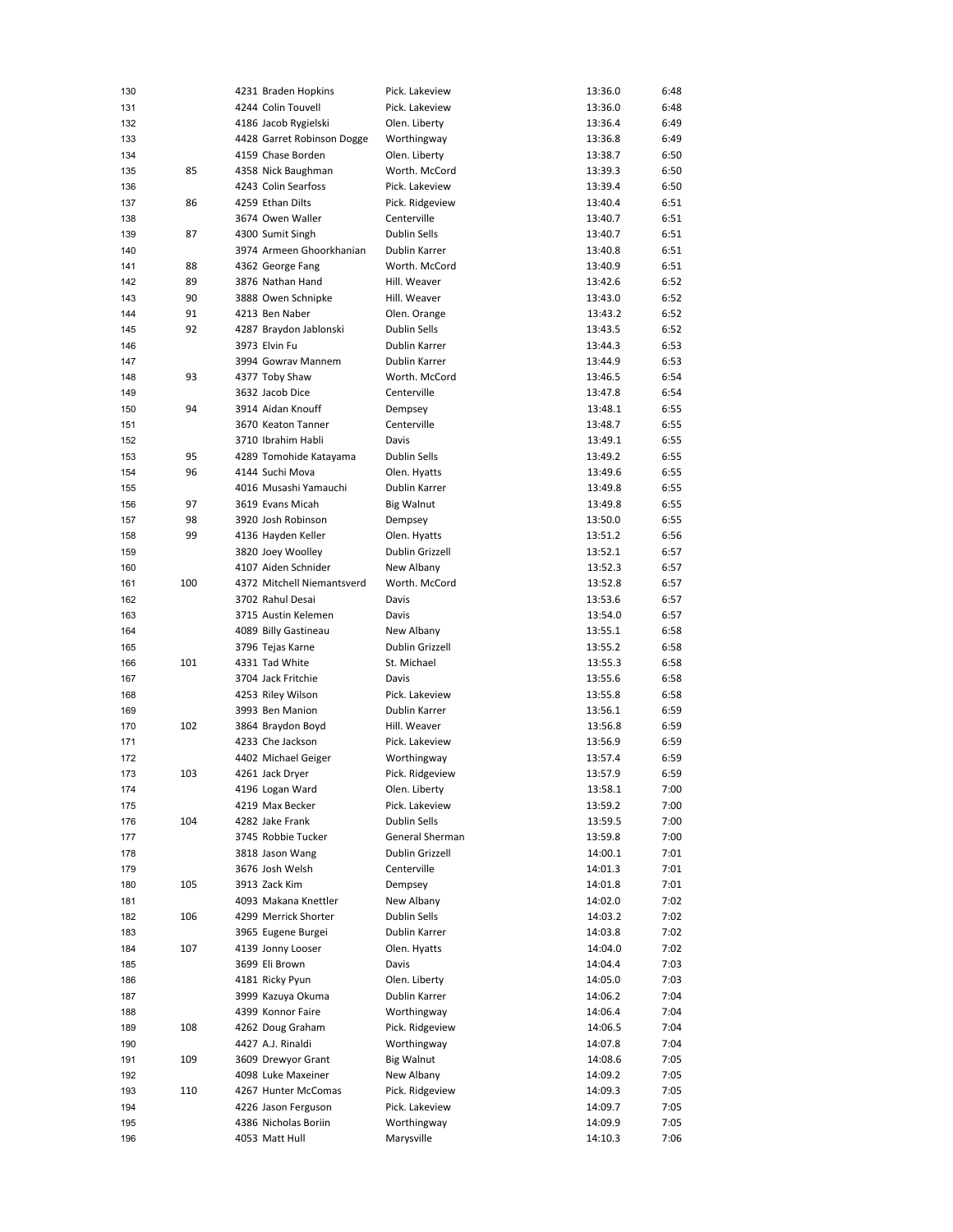| | | | | | |
|---|---|---|---|---|---|
| 130 | | 4231 Braden Hopkins | Pick. Lakeview | 13:36.0 | 6:48 |
| 131 | | 4244 Colin Touvell | Pick. Lakeview | 13:36.0 | 6:48 |
| 132 | | 4186 Jacob Rygielski | Olen. Liberty | 13:36.4 | 6:49 |
| 133 | | 4428 Garret Robinson Dogge | Worthingway | 13:36.8 | 6:49 |
| 134 | | 4159 Chase Borden | Olen. Liberty | 13:38.7 | 6:50 |
| 135 | 85 | 4358 Nick Baughman | Worth. McCord | 13:39.3 | 6:50 |
| 136 | | 4243 Colin Searfoss | Pick. Lakeview | 13:39.4 | 6:50 |
| 137 | 86 | 4259 Ethan Dilts | Pick. Ridgeview | 13:40.4 | 6:51 |
| 138 | | 3674 Owen Waller | Centerville | 13:40.7 | 6:51 |
| 139 | 87 | 4300 Sumit Singh | Dublin Sells | 13:40.7 | 6:51 |
| 140 | | 3974 Armeen Ghoorkhanian | Dublin Karrer | 13:40.8 | 6:51 |
| 141 | 88 | 4362 George Fang | Worth. McCord | 13:40.9 | 6:51 |
| 142 | 89 | 3876 Nathan Hand | Hill. Weaver | 13:42.6 | 6:52 |
| 143 | 90 | 3888 Owen Schnipke | Hill. Weaver | 13:43.0 | 6:52 |
| 144 | 91 | 4213 Ben Naber | Olen. Orange | 13:43.2 | 6:52 |
| 145 | 92 | 4287 Braydon Jablonski | Dublin Sells | 13:43.5 | 6:52 |
| 146 | | 3973 Elvin Fu | Dublin Karrer | 13:44.3 | 6:53 |
| 147 | | 3994 Gowrav Mannem | Dublin Karrer | 13:44.9 | 6:53 |
| 148 | 93 | 4377 Toby Shaw | Worth. McCord | 13:46.5 | 6:54 |
| 149 | | 3632 Jacob Dice | Centerville | 13:47.8 | 6:54 |
| 150 | 94 | 3914 Aidan Knouff | Dempsey | 13:48.1 | 6:55 |
| 151 | | 3670 Keaton Tanner | Centerville | 13:48.7 | 6:55 |
| 152 | | 3710 Ibrahim Habli | Davis | 13:49.1 | 6:55 |
| 153 | 95 | 4289 Tomohide Katayama | Dublin Sells | 13:49.2 | 6:55 |
| 154 | 96 | 4144 Suchi Mova | Olen. Hyatts | 13:49.6 | 6:55 |
| 155 | | 4016 Musashi Yamauchi | Dublin Karrer | 13:49.8 | 6:55 |
| 156 | 97 | 3619 Evans Micah | Big Walnut | 13:49.8 | 6:55 |
| 157 | 98 | 3920 Josh Robinson | Dempsey | 13:50.0 | 6:55 |
| 158 | 99 | 4136 Hayden Keller | Olen. Hyatts | 13:51.2 | 6:56 |
| 159 | | 3820 Joey Woolley | Dublin Grizzell | 13:52.1 | 6:57 |
| 160 | | 4107 Aiden Schnider | New Albany | 13:52.3 | 6:57 |
| 161 | 100 | 4372 Mitchell Niemantsverd | Worth. McCord | 13:52.8 | 6:57 |
| 162 | | 3702 Rahul Desai | Davis | 13:53.6 | 6:57 |
| 163 | | 3715 Austin Kelemen | Davis | 13:54.0 | 6:57 |
| 164 | | 4089 Billy Gastineau | New Albany | 13:55.1 | 6:58 |
| 165 | | 3796 Tejas Karne | Dublin Grizzell | 13:55.2 | 6:58 |
| 166 | 101 | 4331 Tad White | St. Michael | 13:55.3 | 6:58 |
| 167 | | 3704 Jack Fritchie | Davis | 13:55.6 | 6:58 |
| 168 | | 4253 Riley Wilson | Pick. Lakeview | 13:55.8 | 6:58 |
| 169 | | 3993 Ben Manion | Dublin Karrer | 13:56.1 | 6:59 |
| 170 | 102 | 3864 Braydon Boyd | Hill. Weaver | 13:56.8 | 6:59 |
| 171 | | 4233 Che Jackson | Pick. Lakeview | 13:56.9 | 6:59 |
| 172 | | 4402 Michael Geiger | Worthingway | 13:57.4 | 6:59 |
| 173 | 103 | 4261 Jack Dryer | Pick. Ridgeview | 13:57.9 | 6:59 |
| 174 | | 4196 Logan Ward | Olen. Liberty | 13:58.1 | 7:00 |
| 175 | | 4219 Max Becker | Pick. Lakeview | 13:59.2 | 7:00 |
| 176 | 104 | 4282 Jake Frank | Dublin Sells | 13:59.5 | 7:00 |
| 177 | | 3745 Robbie Tucker | General Sherman | 13:59.8 | 7:00 |
| 178 | | 3818 Jason Wang | Dublin Grizzell | 14:00.1 | 7:01 |
| 179 | | 3676 Josh Welsh | Centerville | 14:01.3 | 7:01 |
| 180 | 105 | 3913 Zack Kim | Dempsey | 14:01.8 | 7:01 |
| 181 | | 4093 Makana Knettler | New Albany | 14:02.0 | 7:02 |
| 182 | 106 | 4299 Merrick Shorter | Dublin Sells | 14:03.2 | 7:02 |
| 183 | | 3965 Eugene Burgei | Dublin Karrer | 14:03.8 | 7:02 |
| 184 | 107 | 4139 Jonny Looser | Olen. Hyatts | 14:04.0 | 7:02 |
| 185 | | 3699 Eli Brown | Davis | 14:04.4 | 7:03 |
| 186 | | 4181 Ricky Pyun | Olen. Liberty | 14:05.0 | 7:03 |
| 187 | | 3999 Kazuya Okuma | Dublin Karrer | 14:06.2 | 7:04 |
| 188 | | 4399 Konnor Faire | Worthingway | 14:06.4 | 7:04 |
| 189 | 108 | 4262 Doug Graham | Pick. Ridgeview | 14:06.5 | 7:04 |
| 190 | | 4427 A.J. Rinaldi | Worthingway | 14:07.8 | 7:04 |
| 191 | 109 | 3609 Drewyor Grant | Big Walnut | 14:08.6 | 7:05 |
| 192 | | 4098 Luke Maxeiner | New Albany | 14:09.2 | 7:05 |
| 193 | 110 | 4267 Hunter McComas | Pick. Ridgeview | 14:09.3 | 7:05 |
| 194 | | 4226 Jason Ferguson | Pick. Lakeview | 14:09.7 | 7:05 |
| 195 | | 4386 Nicholas Boriin | Worthingway | 14:09.9 | 7:05 |
| 196 | | 4053 Matt Hull | Marysville | 14:10.3 | 7:06 |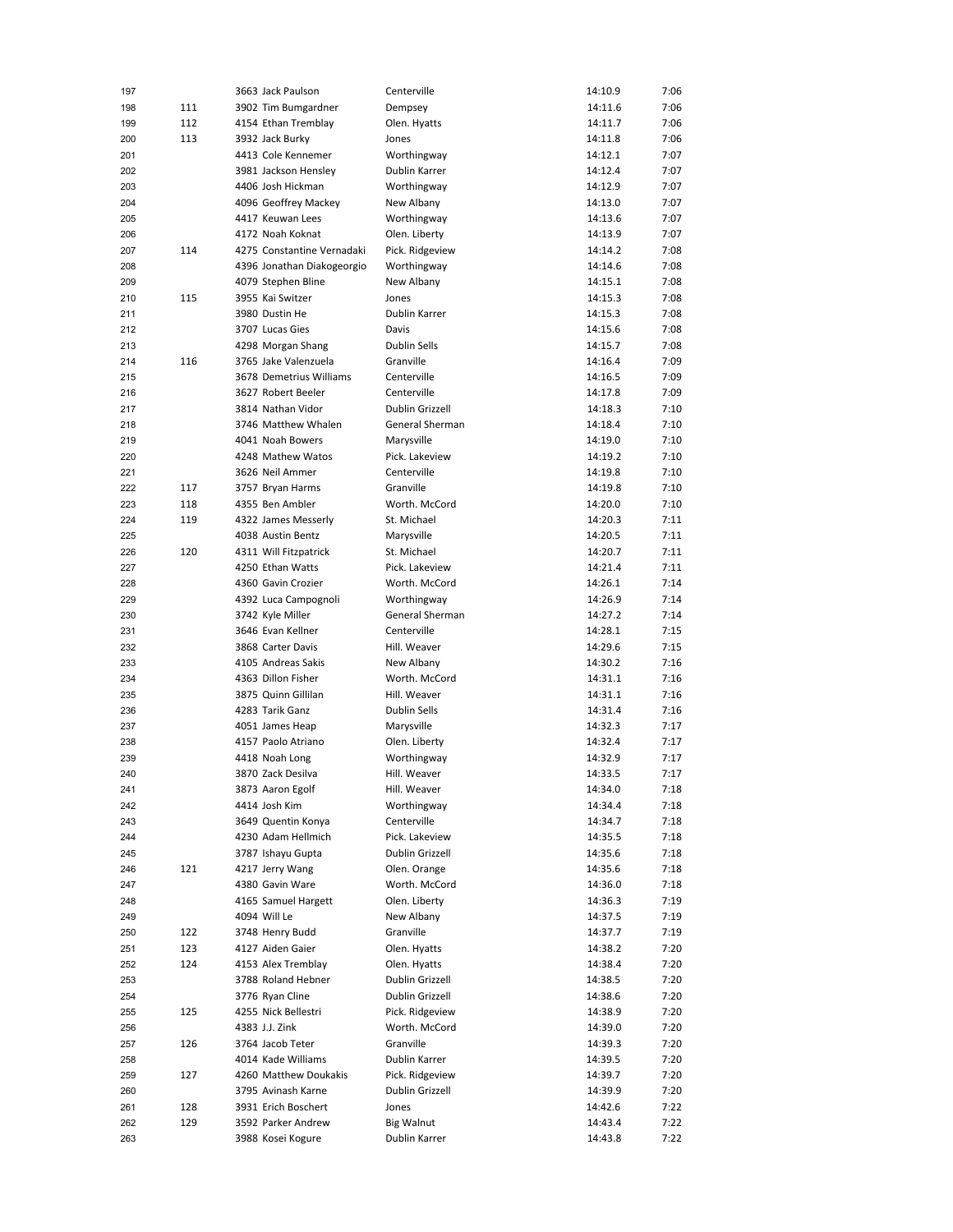| | | | | | |
|---|---|---|---|---|---|
| 197 | | 3663 Jack Paulson | Centerville | 14:10.9 | 7:06 |
| 198 | 111 | 3902 Tim Bumgardner | Dempsey | 14:11.6 | 7:06 |
| 199 | 112 | 4154 Ethan Tremblay | Olen. Hyatts | 14:11.7 | 7:06 |
| 200 | 113 | 3932 Jack Burky | Jones | 14:11.8 | 7:06 |
| 201 | | 4413 Cole Kennemer | Worthingway | 14:12.1 | 7:07 |
| 202 | | 3981 Jackson Hensley | Dublin Karrer | 14:12.4 | 7:07 |
| 203 | | 4406 Josh Hickman | Worthingway | 14:12.9 | 7:07 |
| 204 | | 4096 Geoffrey Mackey | New Albany | 14:13.0 | 7:07 |
| 205 | | 4417 Keuwan Lees | Worthingway | 14:13.6 | 7:07 |
| 206 | | 4172 Noah Koknat | Olen. Liberty | 14:13.9 | 7:07 |
| 207 | 114 | 4275 Constantine Vernadaki | Pick. Ridgeview | 14:14.2 | 7:08 |
| 208 | | 4396 Jonathan Diakogeorgio | Worthingway | 14:14.6 | 7:08 |
| 209 | | 4079 Stephen Bline | New Albany | 14:15.1 | 7:08 |
| 210 | 115 | 3955 Kai Switzer | Jones | 14:15.3 | 7:08 |
| 211 | | 3980 Dustin He | Dublin Karrer | 14:15.3 | 7:08 |
| 212 | | 3707 Lucas Gies | Davis | 14:15.6 | 7:08 |
| 213 | | 4298 Morgan Shang | Dublin Sells | 14:15.7 | 7:08 |
| 214 | 116 | 3765 Jake Valenzuela | Granville | 14:16.4 | 7:09 |
| 215 | | 3678 Demetrius Williams | Centerville | 14:16.5 | 7:09 |
| 216 | | 3627 Robert Beeler | Centerville | 14:17.8 | 7:09 |
| 217 | | 3814 Nathan Vidor | Dublin Grizzell | 14:18.3 | 7:10 |
| 218 | | 3746 Matthew Whalen | General Sherman | 14:18.4 | 7:10 |
| 219 | | 4041 Noah Bowers | Marysville | 14:19.0 | 7:10 |
| 220 | | 4248 Mathew Watos | Pick. Lakeview | 14:19.2 | 7:10 |
| 221 | | 3626 Neil Ammer | Centerville | 14:19.8 | 7:10 |
| 222 | 117 | 3757 Bryan Harms | Granville | 14:19.8 | 7:10 |
| 223 | 118 | 4355 Ben Ambler | Worth. McCord | 14:20.0 | 7:10 |
| 224 | 119 | 4322 James Messerly | St. Michael | 14:20.3 | 7:11 |
| 225 | | 4038 Austin Bentz | Marysville | 14:20.5 | 7:11 |
| 226 | 120 | 4311 Will Fitzpatrick | St. Michael | 14:20.7 | 7:11 |
| 227 | | 4250 Ethan Watts | Pick. Lakeview | 14:21.4 | 7:11 |
| 228 | | 4360 Gavin Crozier | Worth. McCord | 14:26.1 | 7:14 |
| 229 | | 4392 Luca Campognoli | Worthingway | 14:26.9 | 7:14 |
| 230 | | 3742 Kyle Miller | General Sherman | 14:27.2 | 7:14 |
| 231 | | 3646 Evan Kellner | Centerville | 14:28.1 | 7:15 |
| 232 | | 3868 Carter Davis | Hill. Weaver | 14:29.6 | 7:15 |
| 233 | | 4105 Andreas Sakis | New Albany | 14:30.2 | 7:16 |
| 234 | | 4363 Dillon Fisher | Worth. McCord | 14:31.1 | 7:16 |
| 235 | | 3875 Quinn Gillilan | Hill. Weaver | 14:31.1 | 7:16 |
| 236 | | 4283 Tarik Ganz | Dublin Sells | 14:31.4 | 7:16 |
| 237 | | 4051 James Heap | Marysville | 14:32.3 | 7:17 |
| 238 | | 4157 Paolo Atriano | Olen. Liberty | 14:32.4 | 7:17 |
| 239 | | 4418 Noah Long | Worthingway | 14:32.9 | 7:17 |
| 240 | | 3870 Zack Desilva | Hill. Weaver | 14:33.5 | 7:17 |
| 241 | | 3873 Aaron Egolf | Hill. Weaver | 14:34.0 | 7:18 |
| 242 | | 4414 Josh Kim | Worthingway | 14:34.4 | 7:18 |
| 243 | | 3649 Quentin Konya | Centerville | 14:34.7 | 7:18 |
| 244 | | 4230 Adam Hellmich | Pick. Lakeview | 14:35.5 | 7:18 |
| 245 | | 3787 Ishayu Gupta | Dublin Grizzell | 14:35.6 | 7:18 |
| 246 | 121 | 4217 Jerry Wang | Olen. Orange | 14:35.6 | 7:18 |
| 247 | | 4380 Gavin Ware | Worth. McCord | 14:36.0 | 7:18 |
| 248 | | 4165 Samuel Hargett | Olen. Liberty | 14:36.3 | 7:19 |
| 249 | | 4094 Will Le | New Albany | 14:37.5 | 7:19 |
| 250 | 122 | 3748 Henry Budd | Granville | 14:37.7 | 7:19 |
| 251 | 123 | 4127 Aiden Gaier | Olen. Hyatts | 14:38.2 | 7:20 |
| 252 | 124 | 4153 Alex Tremblay | Olen. Hyatts | 14:38.4 | 7:20 |
| 253 | | 3788 Roland Hebner | Dublin Grizzell | 14:38.5 | 7:20 |
| 254 | | 3776 Ryan Cline | Dublin Grizzell | 14:38.6 | 7:20 |
| 255 | 125 | 4255 Nick Bellestri | Pick. Ridgeview | 14:38.9 | 7:20 |
| 256 | | 4383 J.J. Zink | Worth. McCord | 14:39.0 | 7:20 |
| 257 | 126 | 3764 Jacob Teter | Granville | 14:39.3 | 7:20 |
| 258 | | 4014 Kade Williams | Dublin Karrer | 14:39.5 | 7:20 |
| 259 | 127 | 4260 Matthew Doukakis | Pick. Ridgeview | 14:39.7 | 7:20 |
| 260 | | 3795 Avinash Karne | Dublin Grizzell | 14:39.9 | 7:20 |
| 261 | 128 | 3931 Erich Boschert | Jones | 14:42.6 | 7:22 |
| 262 | 129 | 3592 Parker Andrew | Big Walnut | 14:43.4 | 7:22 |
| 263 | | 3988 Kosei Kogure | Dublin Karrer | 14:43.8 | 7:22 |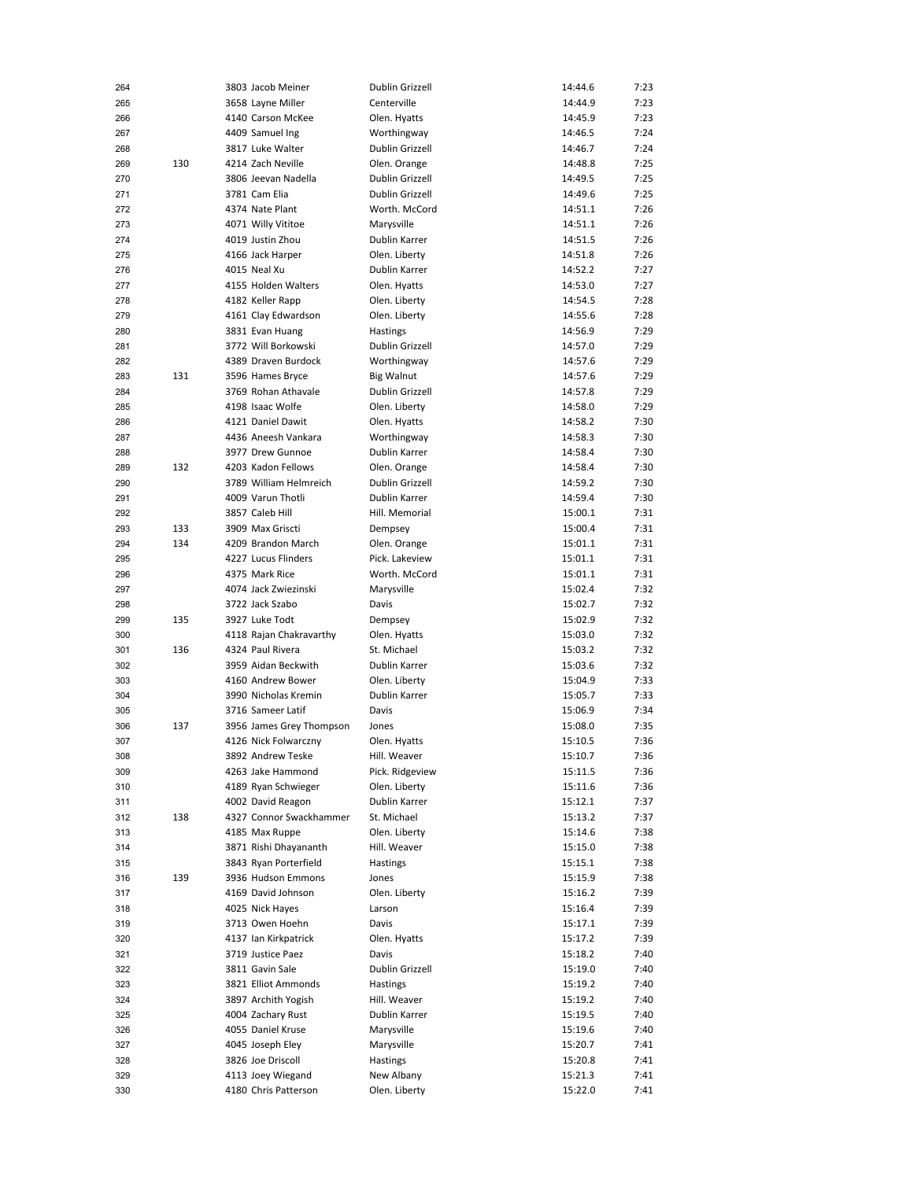| | | | | | |
|---|---|---|---|---|---|
| 264 | | 3803 Jacob Meiner | Dublin Grizzell | 14:44.6 | 7:23 |
| 265 | | 3658 Layne Miller | Centerville | 14:44.9 | 7:23 |
| 266 | | 4140 Carson McKee | Olen. Hyatts | 14:45.9 | 7:23 |
| 267 | | 4409 Samuel Ing | Worthingway | 14:46.5 | 7:24 |
| 268 | | 3817 Luke Walter | Dublin Grizzell | 14:46.7 | 7:24 |
| 269 | 130 | 4214 Zach Neville | Olen. Orange | 14:48.8 | 7:25 |
| 270 | | 3806 Jeevan Nadella | Dublin Grizzell | 14:49.5 | 7:25 |
| 271 | | 3781 Cam Elia | Dublin Grizzell | 14:49.6 | 7:25 |
| 272 | | 4374 Nate Plant | Worth. McCord | 14:51.1 | 7:26 |
| 273 | | 4071 Willy Vititoe | Marysville | 14:51.1 | 7:26 |
| 274 | | 4019 Justin Zhou | Dublin Karrer | 14:51.5 | 7:26 |
| 275 | | 4166 Jack Harper | Olen. Liberty | 14:51.8 | 7:26 |
| 276 | | 4015 Neal Xu | Dublin Karrer | 14:52.2 | 7:27 |
| 277 | | 4155 Holden Walters | Olen. Hyatts | 14:53.0 | 7:27 |
| 278 | | 4182 Keller Rapp | Olen. Liberty | 14:54.5 | 7:28 |
| 279 | | 4161 Clay Edwardson | Olen. Liberty | 14:55.6 | 7:28 |
| 280 | | 3831 Evan Huang | Hastings | 14:56.9 | 7:29 |
| 281 | | 3772 Will Borkowski | Dublin Grizzell | 14:57.0 | 7:29 |
| 282 | | 4389 Draven Burdock | Worthingway | 14:57.6 | 7:29 |
| 283 | 131 | 3596 Hames Bryce | Big Walnut | 14:57.6 | 7:29 |
| 284 | | 3769 Rohan Athavale | Dublin Grizzell | 14:57.8 | 7:29 |
| 285 | | 4198 Isaac Wolfe | Olen. Liberty | 14:58.0 | 7:29 |
| 286 | | 4121 Daniel Dawit | Olen. Hyatts | 14:58.2 | 7:30 |
| 287 | | 4436 Aneesh Vankara | Worthingway | 14:58.3 | 7:30 |
| 288 | | 3977 Drew Gunnoe | Dublin Karrer | 14:58.4 | 7:30 |
| 289 | 132 | 4203 Kadon Fellows | Olen. Orange | 14:58.4 | 7:30 |
| 290 | | 3789 William Helmreich | Dublin Grizzell | 14:59.2 | 7:30 |
| 291 | | 4009 Varun Thotli | Dublin Karrer | 14:59.4 | 7:30 |
| 292 | | 3857 Caleb Hill | Hill. Memorial | 15:00.1 | 7:31 |
| 293 | 133 | 3909 Max Griscti | Dempsey | 15:00.4 | 7:31 |
| 294 | 134 | 4209 Brandon March | Olen. Orange | 15:01.1 | 7:31 |
| 295 | | 4227 Lucus Flinders | Pick. Lakeview | 15:01.1 | 7:31 |
| 296 | | 4375 Mark Rice | Worth. McCord | 15:01.1 | 7:31 |
| 297 | | 4074 Jack Zwiezinski | Marysville | 15:02.4 | 7:32 |
| 298 | | 3722 Jack Szabo | Davis | 15:02.7 | 7:32 |
| 299 | 135 | 3927 Luke Todt | Dempsey | 15:02.9 | 7:32 |
| 300 | | 4118 Rajan Chakravarthy | Olen. Hyatts | 15:03.0 | 7:32 |
| 301 | 136 | 4324 Paul Rivera | St. Michael | 15:03.2 | 7:32 |
| 302 | | 3959 Aidan Beckwith | Dublin Karrer | 15:03.6 | 7:32 |
| 303 | | 4160 Andrew Bower | Olen. Liberty | 15:04.9 | 7:33 |
| 304 | | 3990 Nicholas Kremin | Dublin Karrer | 15:05.7 | 7:33 |
| 305 | | 3716 Sameer Latif | Davis | 15:06.9 | 7:34 |
| 306 | 137 | 3956 James Grey Thompson | Jones | 15:08.0 | 7:35 |
| 307 | | 4126 Nick Folwarczny | Olen. Hyatts | 15:10.5 | 7:36 |
| 308 | | 3892 Andrew Teske | Hill. Weaver | 15:10.7 | 7:36 |
| 309 | | 4263 Jake Hammond | Pick. Ridgeview | 15:11.5 | 7:36 |
| 310 | | 4189 Ryan Schwieger | Olen. Liberty | 15:11.6 | 7:36 |
| 311 | | 4002 David Reagon | Dublin Karrer | 15:12.1 | 7:37 |
| 312 | 138 | 4327 Connor Swackhammer | St. Michael | 15:13.2 | 7:37 |
| 313 | | 4185 Max Ruppe | Olen. Liberty | 15:14.6 | 7:38 |
| 314 | | 3871 Rishi Dhayananth | Hill. Weaver | 15:15.0 | 7:38 |
| 315 | | 3843 Ryan Porterfield | Hastings | 15:15.1 | 7:38 |
| 316 | 139 | 3936 Hudson Emmons | Jones | 15:15.9 | 7:38 |
| 317 | | 4169 David Johnson | Olen. Liberty | 15:16.2 | 7:39 |
| 318 | | 4025 Nick Hayes | Larson | 15:16.4 | 7:39 |
| 319 | | 3713 Owen Hoehn | Davis | 15:17.1 | 7:39 |
| 320 | | 4137 Ian Kirkpatrick | Olen. Hyatts | 15:17.2 | 7:39 |
| 321 | | 3719 Justice Paez | Davis | 15:18.2 | 7:40 |
| 322 | | 3811 Gavin Sale | Dublin Grizzell | 15:19.0 | 7:40 |
| 323 | | 3821 Elliot Ammonds | Hastings | 15:19.2 | 7:40 |
| 324 | | 3897 Archith Yogish | Hill. Weaver | 15:19.2 | 7:40 |
| 325 | | 4004 Zachary Rust | Dublin Karrer | 15:19.5 | 7:40 |
| 326 | | 4055 Daniel Kruse | Marysville | 15:19.6 | 7:40 |
| 327 | | 4045 Joseph Eley | Marysville | 15:20.7 | 7:41 |
| 328 | | 3826 Joe Driscoll | Hastings | 15:20.8 | 7:41 |
| 329 | | 4113 Joey Wiegand | New Albany | 15:21.3 | 7:41 |
| 330 | | 4180 Chris Patterson | Olen. Liberty | 15:22.0 | 7:41 |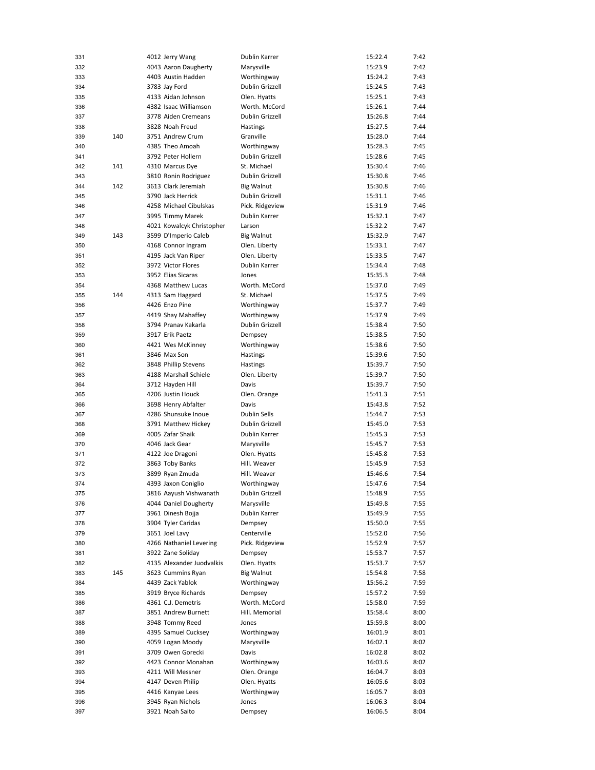| | | | | | | |
|---|---|---|---|---|---|---|
| 331 | | 4012 | Jerry Wang | Dublin Karrer | 15:22.4 | 7:42 |
| 332 | | 4043 | Aaron Daugherty | Marysville | 15:23.9 | 7:42 |
| 333 | | 4403 | Austin Hadden | Worthingway | 15:24.2 | 7:43 |
| 334 | | 3783 | Jay Ford | Dublin Grizzell | 15:24.5 | 7:43 |
| 335 | | 4133 | Aidan Johnson | Olen. Hyatts | 15:25.1 | 7:43 |
| 336 | | 4382 | Isaac Williamson | Worth. McCord | 15:26.1 | 7:44 |
| 337 | | 3778 | Aiden Cremeans | Dublin Grizzell | 15:26.8 | 7:44 |
| 338 | | 3828 | Noah Freud | Hastings | 15:27.5 | 7:44 |
| 339 | 140 | 3751 | Andrew Crum | Granville | 15:28.0 | 7:44 |
| 340 | | 4385 | Theo Amoah | Worthingway | 15:28.3 | 7:45 |
| 341 | | 3792 | Peter Hollern | Dublin Grizzell | 15:28.6 | 7:45 |
| 342 | 141 | 4310 | Marcus Dye | St. Michael | 15:30.4 | 7:46 |
| 343 | | 3810 | Ronin Rodriguez | Dublin Grizzell | 15:30.8 | 7:46 |
| 344 | 142 | 3613 | Clark Jeremiah | Big Walnut | 15:30.8 | 7:46 |
| 345 | | 3790 | Jack Herrick | Dublin Grizzell | 15:31.1 | 7:46 |
| 346 | | 4258 | Michael Cibulskas | Pick. Ridgeview | 15:31.9 | 7:46 |
| 347 | | 3995 | Timmy Marek | Dublin Karrer | 15:32.1 | 7:47 |
| 348 | | 4021 | Kowalcyk Christopher | Larson | 15:32.2 | 7:47 |
| 349 | 143 | 3599 | D'Imperio Caleb | Big Walnut | 15:32.9 | 7:47 |
| 350 | | 4168 | Connor Ingram | Olen. Liberty | 15:33.1 | 7:47 |
| 351 | | 4195 | Jack Van Riper | Olen. Liberty | 15:33.5 | 7:47 |
| 352 | | 3972 | Victor Flores | Dublin Karrer | 15:34.4 | 7:48 |
| 353 | | 3952 | Elias Sicaras | Jones | 15:35.3 | 7:48 |
| 354 | | 4368 | Matthew Lucas | Worth. McCord | 15:37.0 | 7:49 |
| 355 | 144 | 4313 | Sam Haggard | St. Michael | 15:37.5 | 7:49 |
| 356 | | 4426 | Enzo Pine | Worthingway | 15:37.7 | 7:49 |
| 357 | | 4419 | Shay Mahaffey | Worthingway | 15:37.9 | 7:49 |
| 358 | | 3794 | Pranav Kakarla | Dublin Grizzell | 15:38.4 | 7:50 |
| 359 | | 3917 | Erik Paetz | Dempsey | 15:38.5 | 7:50 |
| 360 | | 4421 | Wes McKinney | Worthingway | 15:38.6 | 7:50 |
| 361 | | 3846 | Max Son | Hastings | 15:39.6 | 7:50 |
| 362 | | 3848 | Phillip Stevens | Hastings | 15:39.7 | 7:50 |
| 363 | | 4188 | Marshall Schiele | Olen. Liberty | 15:39.7 | 7:50 |
| 364 | | 3712 | Hayden Hill | Davis | 15:39.7 | 7:50 |
| 365 | | 4206 | Justin Houck | Olen. Orange | 15:41.3 | 7:51 |
| 366 | | 3698 | Henry Abfalter | Davis | 15:43.8 | 7:52 |
| 367 | | 4286 | Shunsuke Inoue | Dublin Sells | 15:44.7 | 7:53 |
| 368 | | 3791 | Matthew Hickey | Dublin Grizzell | 15:45.0 | 7:53 |
| 369 | | 4005 | Zafar Shaik | Dublin Karrer | 15:45.3 | 7:53 |
| 370 | | 4046 | Jack Gear | Marysville | 15:45.7 | 7:53 |
| 371 | | 4122 | Joe Dragoni | Olen. Hyatts | 15:45.8 | 7:53 |
| 372 | | 3863 | Toby Banks | Hill. Weaver | 15:45.9 | 7:53 |
| 373 | | 3899 | Ryan Zmuda | Hill. Weaver | 15:46.6 | 7:54 |
| 374 | | 4393 | Jaxon Coniglio | Worthingway | 15:47.6 | 7:54 |
| 375 | | 3816 | Aayush Vishwanath | Dublin Grizzell | 15:48.9 | 7:55 |
| 376 | | 4044 | Daniel Dougherty | Marysville | 15:49.8 | 7:55 |
| 377 | | 3961 | Dinesh Bojja | Dublin Karrer | 15:49.9 | 7:55 |
| 378 | | 3904 | Tyler Caridas | Dempsey | 15:50.0 | 7:55 |
| 379 | | 3651 | Joel Lavy | Centerville | 15:52.0 | 7:56 |
| 380 | | 4266 | Nathaniel Levering | Pick. Ridgeview | 15:52.9 | 7:57 |
| 381 | | 3922 | Zane Soliday | Dempsey | 15:53.7 | 7:57 |
| 382 | | 4135 | Alexander Juodvalkis | Olen. Hyatts | 15:53.7 | 7:57 |
| 383 | 145 | 3623 | Cummins Ryan | Big Walnut | 15:54.8 | 7:58 |
| 384 | | 4439 | Zack Yablok | Worthingway | 15:56.2 | 7:59 |
| 385 | | 3919 | Bryce Richards | Dempsey | 15:57.2 | 7:59 |
| 386 | | 4361 | C.J. Demetris | Worth. McCord | 15:58.0 | 7:59 |
| 387 | | 3851 | Andrew Burnett | Hill. Memorial | 15:58.4 | 8:00 |
| 388 | | 3948 | Tommy Reed | Jones | 15:59.8 | 8:00 |
| 389 | | 4395 | Samuel Cucksey | Worthingway | 16:01.9 | 8:01 |
| 390 | | 4059 | Logan Moody | Marysville | 16:02.1 | 8:02 |
| 391 | | 3709 | Owen Gorecki | Davis | 16:02.8 | 8:02 |
| 392 | | 4423 | Connor Monahan | Worthingway | 16:03.6 | 8:02 |
| 393 | | 4211 | Will Messner | Olen. Orange | 16:04.7 | 8:03 |
| 394 | | 4147 | Deven Philip | Olen. Hyatts | 16:05.6 | 8:03 |
| 395 | | 4416 | Kanyae Lees | Worthingway | 16:05.7 | 8:03 |
| 396 | | 3945 | Ryan Nichols | Jones | 16:06.3 | 8:04 |
| 397 | | 3921 | Noah Saito | Dempsey | 16:06.5 | 8:04 |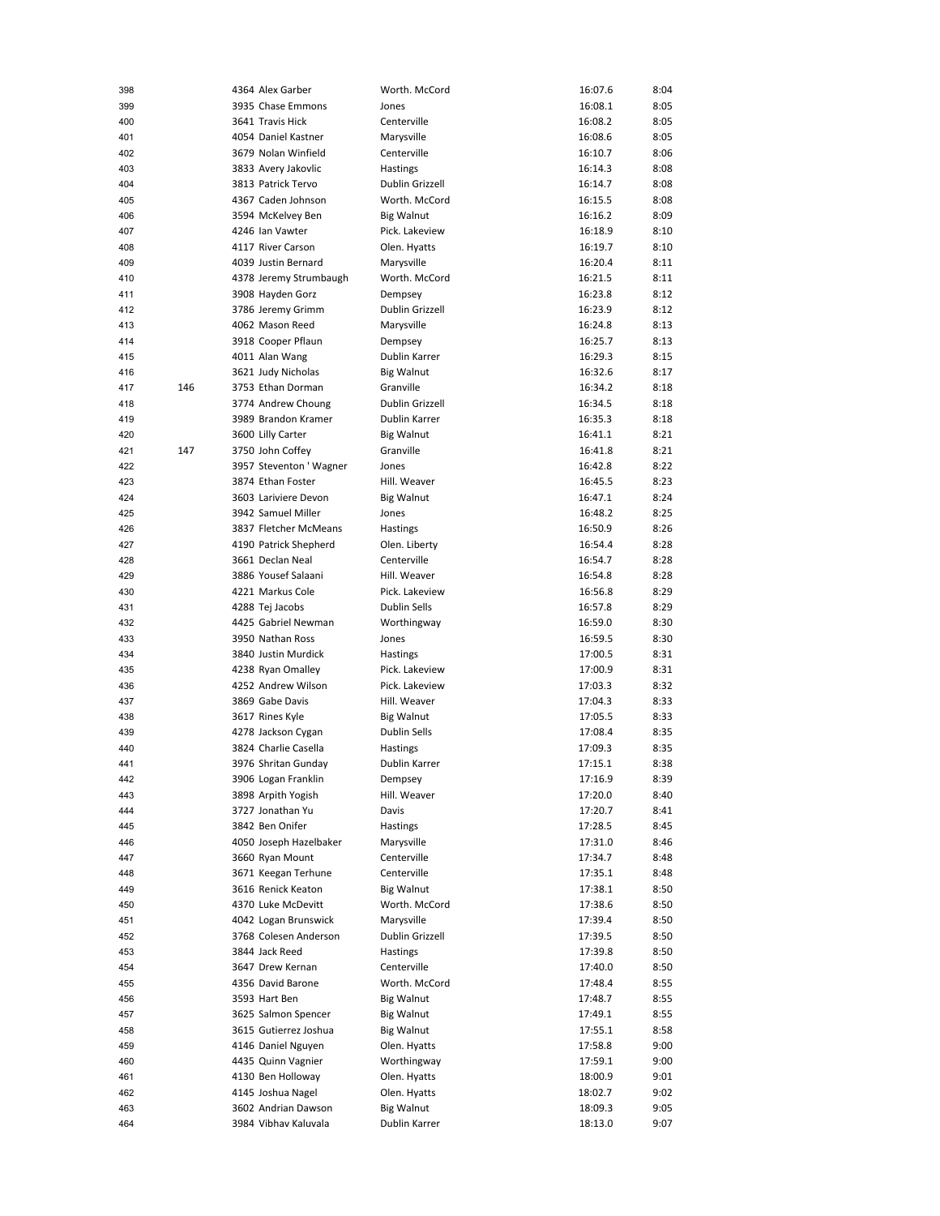| | | | | | | |
|---|---|---|---|---|---|---|
| 398 | | 4364 | Alex Garber | Worth. McCord | 16:07.6 | 8:04 |
| 399 | | 3935 | Chase Emmons | Jones | 16:08.1 | 8:05 |
| 400 | | 3641 | Travis Hick | Centerville | 16:08.2 | 8:05 |
| 401 | | 4054 | Daniel Kastner | Marysville | 16:08.6 | 8:05 |
| 402 | | 3679 | Nolan Winfield | Centerville | 16:10.7 | 8:06 |
| 403 | | 3833 | Avery Jakovlic | Hastings | 16:14.3 | 8:08 |
| 404 | | 3813 | Patrick Tervo | Dublin Grizzell | 16:14.7 | 8:08 |
| 405 | | 4367 | Caden Johnson | Worth. McCord | 16:15.5 | 8:08 |
| 406 | | 3594 | McKelvey Ben | Big Walnut | 16:16.2 | 8:09 |
| 407 | | 4246 | Ian Vawter | Pick. Lakeview | 16:18.9 | 8:10 |
| 408 | | 4117 | River Carson | Olen. Hyatts | 16:19.7 | 8:10 |
| 409 | | 4039 | Justin Bernard | Marysville | 16:20.4 | 8:11 |
| 410 | | 4378 | Jeremy Strumbaugh | Worth. McCord | 16:21.5 | 8:11 |
| 411 | | 3908 | Hayden Gorz | Dempsey | 16:23.8 | 8:12 |
| 412 | | 3786 | Jeremy Grimm | Dublin Grizzell | 16:23.9 | 8:12 |
| 413 | | 4062 | Mason Reed | Marysville | 16:24.8 | 8:13 |
| 414 | | 3918 | Cooper Pflaun | Dempsey | 16:25.7 | 8:13 |
| 415 | | 4011 | Alan Wang | Dublin Karrer | 16:29.3 | 8:15 |
| 416 | | 3621 | Judy Nicholas | Big Walnut | 16:32.6 | 8:17 |
| 417 | 146 | 3753 | Ethan Dorman | Granville | 16:34.2 | 8:18 |
| 418 | | 3774 | Andrew Choung | Dublin Grizzell | 16:34.5 | 8:18 |
| 419 | | 3989 | Brandon Kramer | Dublin Karrer | 16:35.3 | 8:18 |
| 420 | | 3600 | Lilly Carter | Big Walnut | 16:41.1 | 8:21 |
| 421 | 147 | 3750 | John Coffey | Granville | 16:41.8 | 8:21 |
| 422 | | 3957 | Steventon ' Wagner | Jones | 16:42.8 | 8:22 |
| 423 | | 3874 | Ethan Foster | Hill. Weaver | 16:45.5 | 8:23 |
| 424 | | 3603 | Lariviere Devon | Big Walnut | 16:47.1 | 8:24 |
| 425 | | 3942 | Samuel Miller | Jones | 16:48.2 | 8:25 |
| 426 | | 3837 | Fletcher McMeans | Hastings | 16:50.9 | 8:26 |
| 427 | | 4190 | Patrick Shepherd | Olen. Liberty | 16:54.4 | 8:28 |
| 428 | | 3661 | Declan Neal | Centerville | 16:54.7 | 8:28 |
| 429 | | 3886 | Yousef Salaani | Hill. Weaver | 16:54.8 | 8:28 |
| 430 | | 4221 | Markus Cole | Pick. Lakeview | 16:56.8 | 8:29 |
| 431 | | 4288 | Tej Jacobs | Dublin Sells | 16:57.8 | 8:29 |
| 432 | | 4425 | Gabriel Newman | Worthingway | 16:59.0 | 8:30 |
| 433 | | 3950 | Nathan Ross | Jones | 16:59.5 | 8:30 |
| 434 | | 3840 | Justin Murdick | Hastings | 17:00.5 | 8:31 |
| 435 | | 4238 | Ryan Omalley | Pick. Lakeview | 17:00.9 | 8:31 |
| 436 | | 4252 | Andrew Wilson | Pick. Lakeview | 17:03.3 | 8:32 |
| 437 | | 3869 | Gabe Davis | Hill. Weaver | 17:04.3 | 8:33 |
| 438 | | 3617 | Rines Kyle | Big Walnut | 17:05.5 | 8:33 |
| 439 | | 4278 | Jackson Cygan | Dublin Sells | 17:08.4 | 8:35 |
| 440 | | 3824 | Charlie Casella | Hastings | 17:09.3 | 8:35 |
| 441 | | 3976 | Shritan Gunday | Dublin Karrer | 17:15.1 | 8:38 |
| 442 | | 3906 | Logan Franklin | Dempsey | 17:16.9 | 8:39 |
| 443 | | 3898 | Arpith Yogish | Hill. Weaver | 17:20.0 | 8:40 |
| 444 | | 3727 | Jonathan Yu | Davis | 17:20.7 | 8:41 |
| 445 | | 3842 | Ben Onifer | Hastings | 17:28.5 | 8:45 |
| 446 | | 4050 | Joseph Hazelbaker | Marysville | 17:31.0 | 8:46 |
| 447 | | 3660 | Ryan Mount | Centerville | 17:34.7 | 8:48 |
| 448 | | 3671 | Keegan Terhune | Centerville | 17:35.1 | 8:48 |
| 449 | | 3616 | Renick Keaton | Big Walnut | 17:38.1 | 8:50 |
| 450 | | 4370 | Luke McDevitt | Worth. McCord | 17:38.6 | 8:50 |
| 451 | | 4042 | Logan Brunswick | Marysville | 17:39.4 | 8:50 |
| 452 | | 3768 | Colesen Anderson | Dublin Grizzell | 17:39.5 | 8:50 |
| 453 | | 3844 | Jack Reed | Hastings | 17:39.8 | 8:50 |
| 454 | | 3647 | Drew Kernan | Centerville | 17:40.0 | 8:50 |
| 455 | | 4356 | David Barone | Worth. McCord | 17:48.4 | 8:55 |
| 456 | | 3593 | Hart Ben | Big Walnut | 17:48.7 | 8:55 |
| 457 | | 3625 | Salmon Spencer | Big Walnut | 17:49.1 | 8:55 |
| 458 | | 3615 | Gutierrez Joshua | Big Walnut | 17:55.1 | 8:58 |
| 459 | | 4146 | Daniel Nguyen | Olen. Hyatts | 17:58.8 | 9:00 |
| 460 | | 4435 | Quinn Vagnier | Worthingway | 17:59.1 | 9:00 |
| 461 | | 4130 | Ben Holloway | Olen. Hyatts | 18:00.9 | 9:01 |
| 462 | | 4145 | Joshua Nagel | Olen. Hyatts | 18:02.7 | 9:02 |
| 463 | | 3602 | Andrian Dawson | Big Walnut | 18:09.3 | 9:05 |
| 464 | | 3984 | Vibhav Kaluvala | Dublin Karrer | 18:13.0 | 9:07 |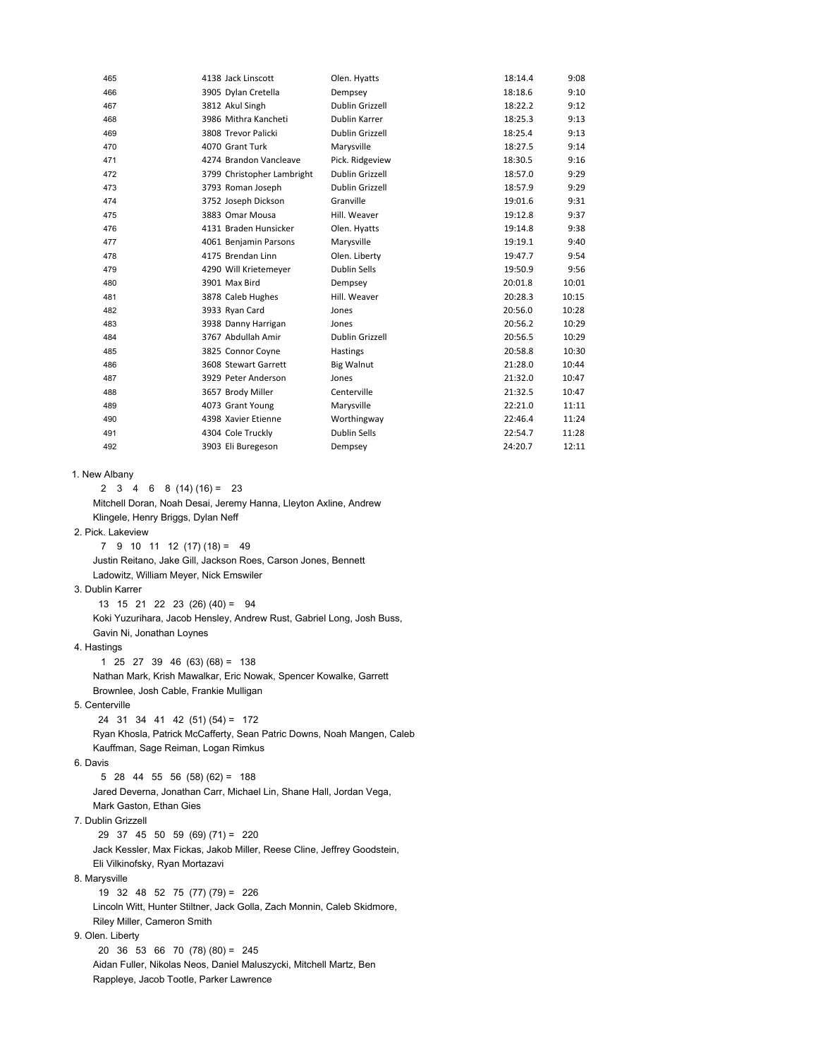| | | | | |
|---|---|---|---|---|
| 465 | 4138 Jack Linscott | Olen. Hyatts | 18:14.4 | 9:08 |
| 466 | 3905 Dylan Cretella | Dempsey | 18:18.6 | 9:10 |
| 467 | 3812 Akul Singh | Dublin Grizzell | 18:22.2 | 9:12 |
| 468 | 3986 Mithra Kancheti | Dublin Karrer | 18:25.3 | 9:13 |
| 469 | 3808 Trevor Palicki | Dublin Grizzell | 18:25.4 | 9:13 |
| 470 | 4070 Grant Turk | Marysville | 18:27.5 | 9:14 |
| 471 | 4274 Brandon Vancleave | Pick. Ridgeview | 18:30.5 | 9:16 |
| 472 | 3799 Christopher Lambright | Dublin Grizzell | 18:57.0 | 9:29 |
| 473 | 3793 Roman Joseph | Dublin Grizzell | 18:57.9 | 9:29 |
| 474 | 3752 Joseph Dickson | Granville | 19:01.6 | 9:31 |
| 475 | 3883 Omar Mousa | Hill. Weaver | 19:12.8 | 9:37 |
| 476 | 4131 Braden Hunsicker | Olen. Hyatts | 19:14.8 | 9:38 |
| 477 | 4061 Benjamin Parsons | Marysville | 19:19.1 | 9:40 |
| 478 | 4175 Brendan Linn | Olen. Liberty | 19:47.7 | 9:54 |
| 479 | 4290 Will Krietemeyer | Dublin Sells | 19:50.9 | 9:56 |
| 480 | 3901 Max Bird | Dempsey | 20:01.8 | 10:01 |
| 481 | 3878 Caleb Hughes | Hill. Weaver | 20:28.3 | 10:15 |
| 482 | 3933 Ryan Card | Jones | 20:56.0 | 10:28 |
| 483 | 3938 Danny Harrigan | Jones | 20:56.2 | 10:29 |
| 484 | 3767 Abdullah Amir | Dublin Grizzell | 20:56.5 | 10:29 |
| 485 | 3825 Connor Coyne | Hastings | 20:58.8 | 10:30 |
| 486 | 3608 Stewart Garrett | Big Walnut | 21:28.0 | 10:44 |
| 487 | 3929 Peter Anderson | Jones | 21:32.0 | 10:47 |
| 488 | 3657 Brody Miller | Centerville | 21:32.5 | 10:47 |
| 489 | 4073 Grant Young | Marysville | 22:21.0 | 11:11 |
| 490 | 4398 Xavier Etienne | Worthingway | 22:46.4 | 11:24 |
| 491 | 4304 Cole Truckly | Dublin Sells | 22:54.7 | 11:28 |
| 492 | 3903 Eli Buregeson | Dempsey | 24:20.7 | 12:11 |

1. New Albany
   2 3 4 6 8 (14) (16) = 23
   Mitchell Doran, Noah Desai, Jeremy Hanna, Lleyton Axline, Andrew Klingele, Henry Briggs, Dylan Neff
2. Pick. Lakeview
   7 9 10 11 12 (17) (18) = 49
   Justin Reitano, Jake Gill, Jackson Roes, Carson Jones, Bennett Ladowitz, William Meyer, Nick Emswiler
3. Dublin Karrer
   13 15 21 22 23 (26) (40) = 94
   Koki Yuzurihara, Jacob Hensley, Andrew Rust, Gabriel Long, Josh Buss, Gavin Ni, Jonathan Loynes
4. Hastings
   1 25 27 39 46 (63) (68) = 138
   Nathan Mark, Krish Mawalkar, Eric Nowak, Spencer Kowalke, Garrett Brownlee, Josh Cable, Frankie Mulligan
5. Centerville
   24 31 34 41 42 (51) (54) = 172
   Ryan Khosla, Patrick McCafferty, Sean Patric Downs, Noah Mangen, Caleb Kauffman, Sage Reiman, Logan Rimkus
6. Davis
   5 28 44 55 56 (58) (62) = 188
   Jared Deverna, Jonathan Carr, Michael Lin, Shane Hall, Jordan Vega, Mark Gaston, Ethan Gies
7. Dublin Grizzell
   29 37 45 50 59 (69) (71) = 220
   Jack Kessler, Max Fickas, Jakob Miller, Reese Cline, Jeffrey Goodstein, Eli Vilkinofsky, Ryan Mortazavi
8. Marysville
   19 32 48 52 75 (77) (79) = 226
   Lincoln Witt, Hunter Stiltner, Jack Golla, Zach Monnin, Caleb Skidmore, Riley Miller, Cameron Smith
9. Olen. Liberty
   20 36 53 66 70 (78) (80) = 245
   Aidan Fuller, Nikolas Neos, Daniel Maluszycki, Mitchell Martz, Ben Rappleye, Jacob Tootle, Parker Lawrence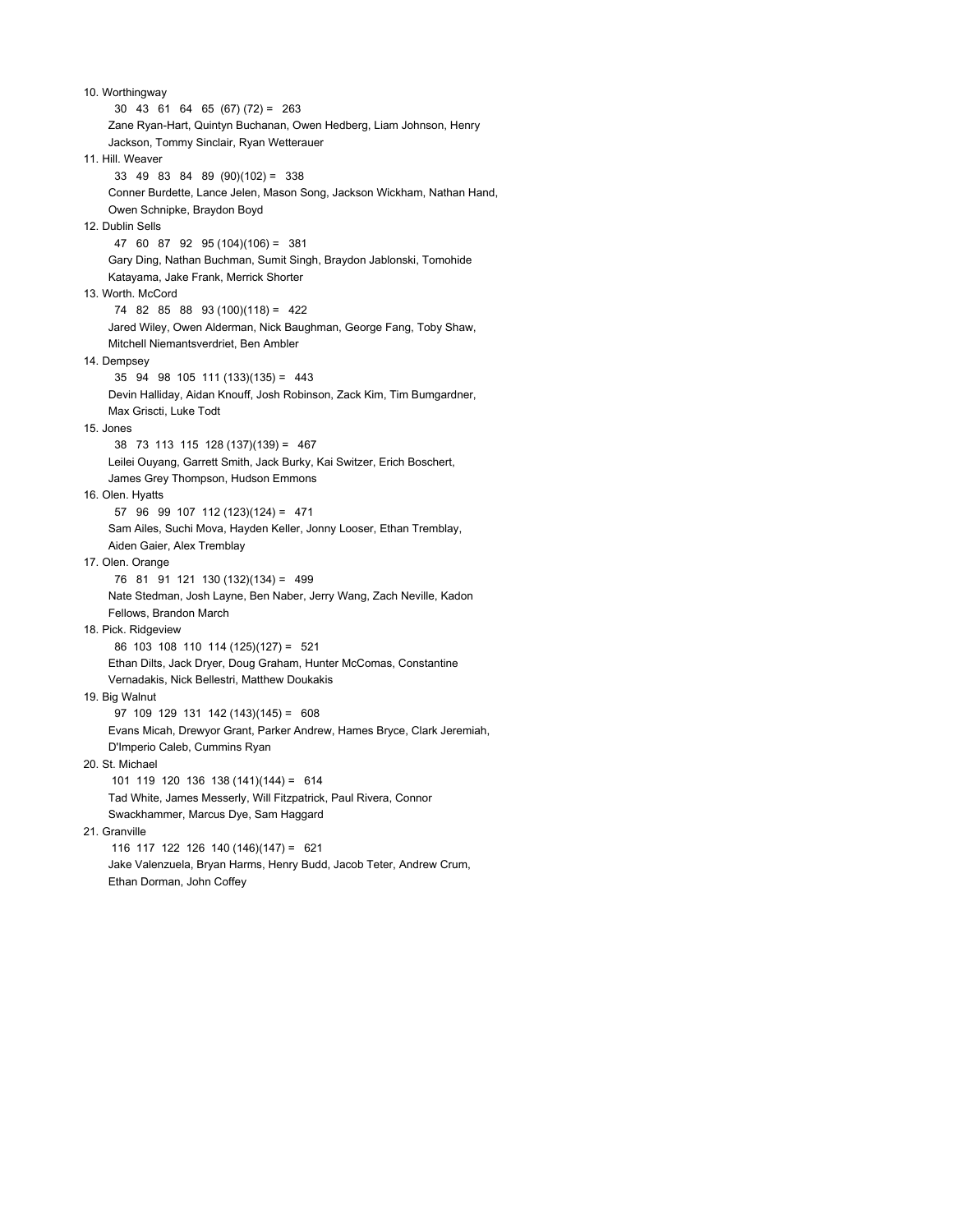10. Worthingway

30 43 61 64 65 (67) (72) = 263

Zane Ryan-Hart, Quintyn Buchanan, Owen Hedberg, Liam Johnson, Henry Jackson, Tommy Sinclair, Ryan Wetterauer

11. Hill. Weaver

33 49 83 84 89 (90)(102) = 338

Conner Burdette, Lance Jelen, Mason Song, Jackson Wickham, Nathan Hand, Owen Schnipke, Braydon Boyd

12. Dublin Sells

47 60 87 92 95 (104)(106) = 381

Gary Ding, Nathan Buchman, Sumit Singh, Braydon Jablonski, Tomohide Katayama, Jake Frank, Merrick Shorter

13. Worth. McCord

74 82 85 88 93 (100)(118) = 422

Jared Wiley, Owen Alderman, Nick Baughman, George Fang, Toby Shaw, Mitchell Niemantsverdriet, Ben Ambler

14. Dempsey

35 94 98 105 111 (133)(135) = 443

Devin Halliday, Aidan Knouff, Josh Robinson, Zack Kim, Tim Bumgardner, Max Griscti, Luke Todt

15. Jones

38 73 113 115 128 (137)(139) = 467

Leilei Ouyang, Garrett Smith, Jack Burky, Kai Switzer, Erich Boschert, James Grey Thompson, Hudson Emmons

16. Olen. Hyatts

57 96 99 107 112 (123)(124) = 471

Sam Ailes, Suchi Mova, Hayden Keller, Jonny Looser, Ethan Tremblay, Aiden Gaier, Alex Tremblay

17. Olen. Orange

76 81 91 121 130 (132)(134) = 499

Nate Stedman, Josh Layne, Ben Naber, Jerry Wang, Zach Neville, Kadon Fellows, Brandon March

18. Pick. Ridgeview

86 103 108 110 114 (125)(127) = 521

Ethan Dilts, Jack Dryer, Doug Graham, Hunter McComas, Constantine Vernadakis, Nick Bellestri, Matthew Doukakis

19. Big Walnut

97 109 129 131 142 (143)(145) = 608

Evans Micah, Drewyor Grant, Parker Andrew, Hames Bryce, Clark Jeremiah, D'Imperio Caleb, Cummins Ryan

20. St. Michael

101 119 120 136 138 (141)(144) = 614

Tad White, James Messerly, Will Fitzpatrick, Paul Rivera, Connor Swackhammer, Marcus Dye, Sam Haggard

21. Granville

116 117 122 126 140 (146)(147) = 621

Jake Valenzuela, Bryan Harms, Henry Budd, Jacob Teter, Andrew Crum, Ethan Dorman, John Coffey